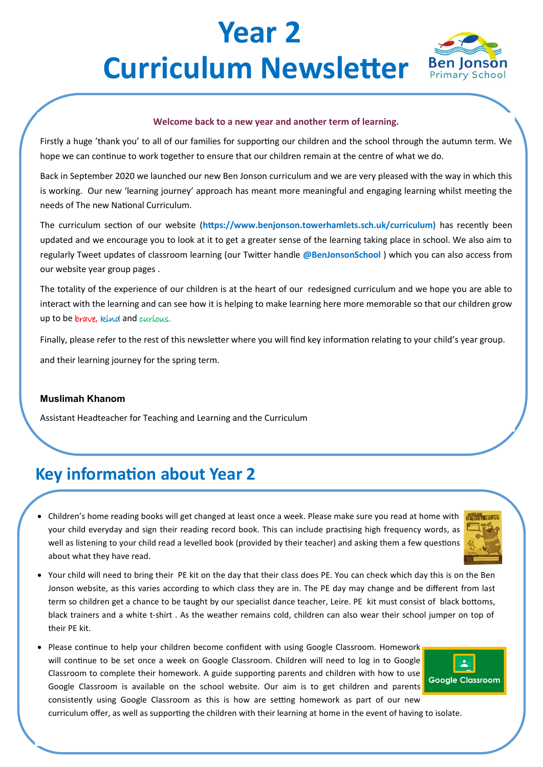# Year 2 Curriculum Newsletter

**Welcome back to a new year and another term of learning.**

Firstly a huge 'thank you' to all of our families for supporting our children and the school through the autumn term. We hope we can continue to work together to ensure that our children remain at the centre of what we do.

Back in September 2020 we launched our new Ben Jonson curriculum and we are very pleased with the way in which this is working. Our new 'learning journey' approach has meant more meaningful and engaging learning whilst meeting the needs of The new National Curriculum.

The curriculum section of our website (**https://www.benjonson.towerhamlets.sch.uk/curriculum)** has recently been updated and we encourage you to look at it to get a greater sense of the learning taking place in school. We also aim to regularly Tweet updates of classroom learning (our Twitter handle **@BenJonsonSchool** ) which you can also access from our website year group pages .

The totality of the experience of our children is at the heart of our redesigned curriculum and we hope you are able to interact with the learning and can see how it is helping to make learning here more memorable so that our children grow up to be brave, kind and curious.

Finally, please refer to the rest of this newsletter where you will find key information relating to your child's year group.

and their learning journey for the spring term.

**Muslimah Khanom**

Assistant Headteacher for Teaching and Learning and the Curriculum

## Key information about Year 2

- Children's home reading books will get changed at least once a week. Please make sure you read at home with your child everyday and sign their reading record book. This can include practising high frequency words, as well as listening to your child read a levelled book (provided by their teacher) and asking them a few questions about what they have read.
- Your child will need to bring their PE kit on the day that their class does PE. You can check which day this is on the Ben Jonson website, as this varies according to which class they are in. The PE day may change and be different from last term so children get a chance to be taught by our specialist dance teacher, Leire. PE kit must consist of black bottoms, black trainers and a white t-shirt . As the weather remains cold, children can also wear their school jumper on top of their PE kit.
- Please continue to help your children become confident with using Google Classroom. Homework will continue to be set once a week on Google Classroom. Children will need to log in to Google Classroom to complete their homework. A guide supporting parents and children with how to use Google Classroom is available on the school website. Our aim is to get children and parents consistently using Google Classroom as this is how are setting homework as part of our new curriculum offer, as well as supporting the children with their learning at home in the event of having to isolate.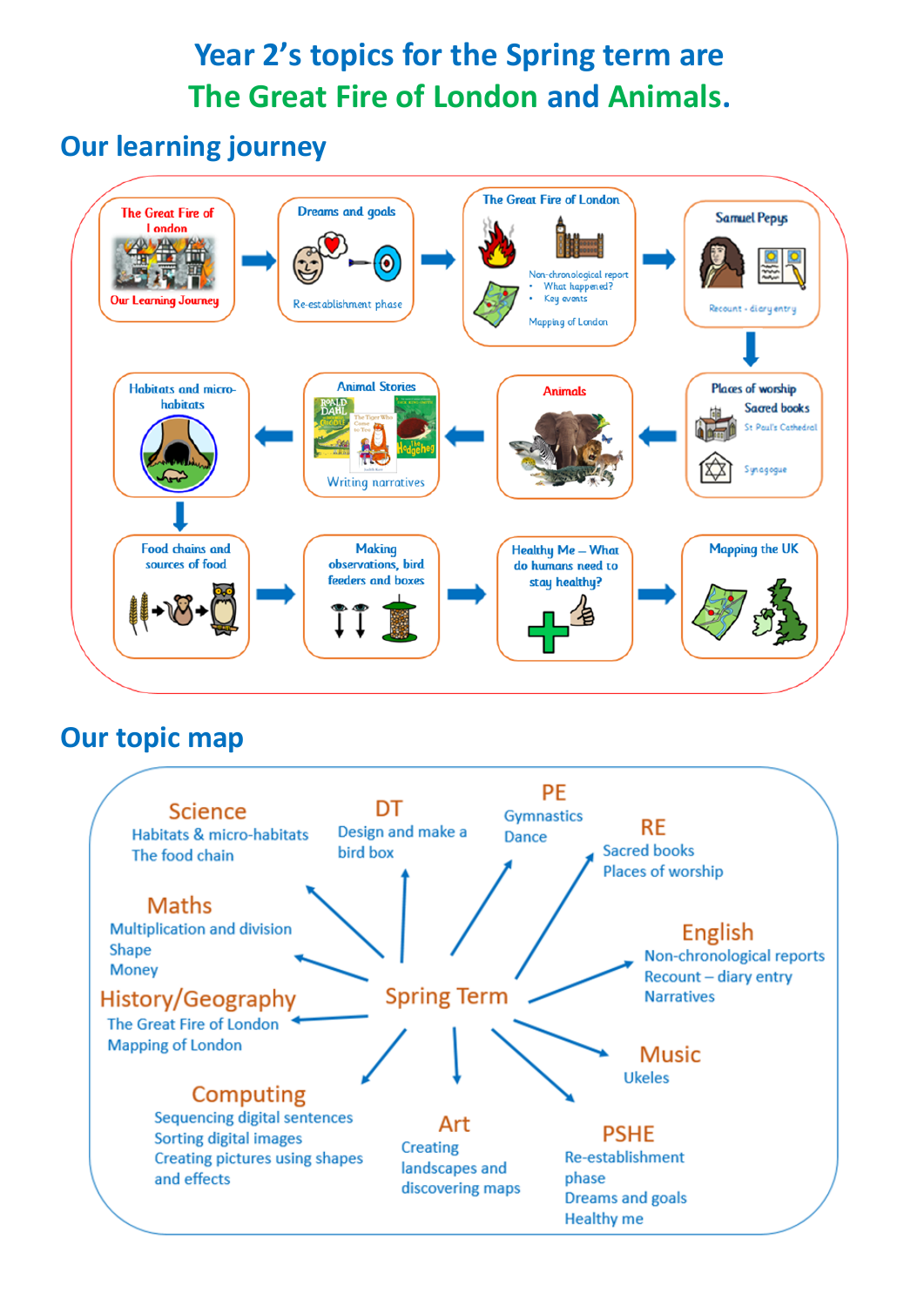# Year 2's topics for the Spring term are The Great Fire of London and Animals.

## Our learning journey

1. The Great Fire of London – Our Learning Journey
2. Dreams and goals – Re-establishment phase
3. The Great Fire of London
   - Non-chronological report
     - What happened?
     - Key events
   - Mapping of London
4. Samuel Pepys – Recount - diary entry
5. Places of worship – Sacred books – St Paul's Cathedral – Synagogue
6. Animals
7. Animal Stories – Writing narratives
8. Habitats and micro-habitats
9. Food chains and sources of food
10. Making observations, bird feeders and boxes
11. Healthy Me – What do humans need to stay healthy?
12. Mapping the UK

## Our topic map

**Spring Term**

**Science**
Habitats & micro-habitats
The food chain

**DT**
Design and make a bird box

**PE**
Gymnastics
Dance

**RE**
Sacred books
Places of worship

**Maths**
Multiplication and division
Shape
Money

**English**
Non-chronological reports
Recount – diary entry
Narratives

**History/Geography**
The Great Fire of London
Mapping of London

**Music**
Ukeles

**Computing**
Sequencing digital sentences
Sorting digital images
Creating pictures using shapes and effects

**Art**
Creating landscapes and discovering maps

**PSHE**
Re-establishment phase
Dreams and goals
Healthy me